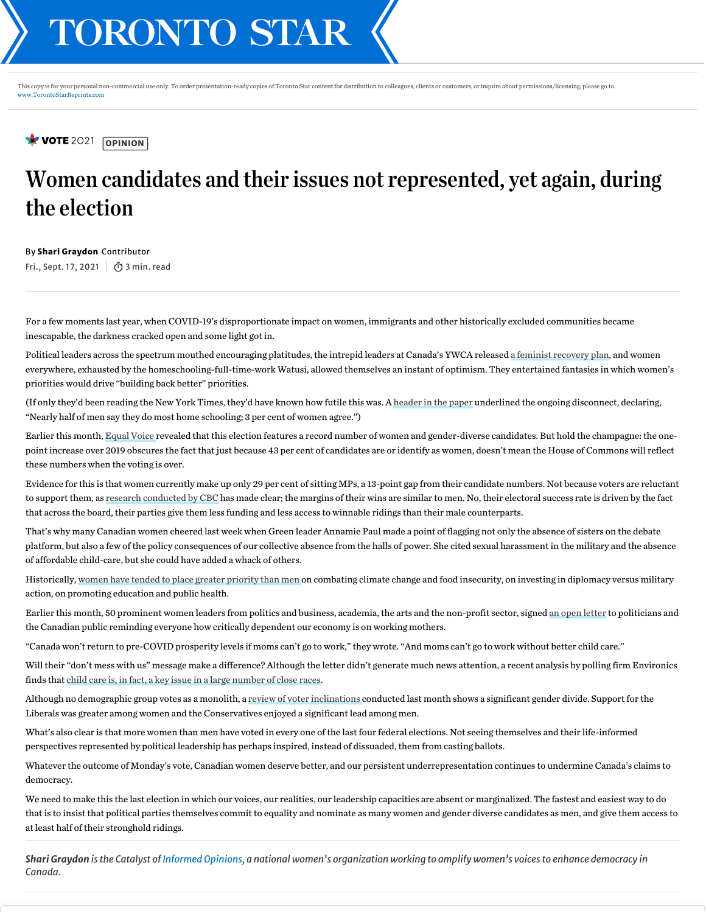This copy is for your personal non-commercial use only. To order presentation-ready copies of Toronto Star content for distribution to colleagues, clients or customers, or inquire about permissions/licensing, please go to: www.TorontoStarReprints.com

VOTE 2021 OPINION

# Women candidates and their issues not represented, yet again, during the election

By **Shari Graydon** Contributor
Fri., Sept. 17, 2021 | 3 min. read

For a few moments last year, when COVID-19's disproportionate impact on women, immigrants and other historically excluded communities became inescapable, the darkness cracked open and some light got in.

Political leaders across the spectrum mouthed encouraging platitudes, the intrepid leaders at Canada's YWCA released a feminist recovery plan, and women everywhere, exhausted by the homeschooling-full-time-work Watusi, allowed themselves an instant of optimism. They entertained fantasies in which women's priorities would drive "building back better" priorities.

(If only they'd been reading the New York Times, they'd have known how futile this was. A header in the paper underlined the ongoing disconnect, declaring, "Nearly half of men say they do most home schooling; 3 per cent of women agree.")

Earlier this month, Equal Voice revealed that this election features a record number of women and gender-diverse candidates. But hold the champagne: the one-point increase over 2019 obscures the fact that just because 43 per cent of candidates are or identify as women, doesn't mean the House of Commons will reflect these numbers when the voting is over.

Evidence for this is that women currently make up only 29 per cent of sitting MPs, a 13-point gap from their candidate numbers. Not because voters are reluctant to support them, as research conducted by CBC has made clear; the margins of their wins are similar to men. No, their electoral success rate is driven by the fact that across the board, their parties give them less funding and less access to winnable ridings than their male counterparts.

That's why many Canadian women cheered last week when Green leader Annamie Paul made a point of flagging not only the absence of sisters on the debate platform, but also a few of the policy consequences of our collective absence from the halls of power. She cited sexual harassment in the military and the absence of affordable child-care, but she could have added a whack of others.

Historically, women have tended to place greater priority than men on combating climate change and food insecurity, on investing in diplomacy versus military action, on promoting education and public health.

Earlier this month, 50 prominent women leaders from politics and business, academia, the arts and the non-profit sector, signed an open letter to politicians and the Canadian public reminding everyone how critically dependent our economy is on working mothers.

"Canada won't return to pre-COVID prosperity levels if moms can't go to work," they wrote. "And moms can't go to work without better child care."

Will their "don't mess with us" message make a difference? Although the letter didn't generate much news attention, a recent analysis by polling firm Environics finds that child care is, in fact, a key issue in a large number of close races.

Although no demographic group votes as a monolith, a review of voter inclinations conducted last month shows a significant gender divide. Support for the Liberals was greater among women and the Conservatives enjoyed a significant lead among men.

What's also clear is that more women than men have voted in every one of the last four federal elections. Not seeing themselves and their life-informed perspectives represented by political leadership has perhaps inspired, instead of dissuaded, them from casting ballots.

Whatever the outcome of Monday's vote, Canadian women deserve better, and our persistent underrepresentation continues to undermine Canada's claims to democracy.

We need to make this the last election in which our voices, our realities, our leadership capacities are absent or marginalized. The fastest and easiest way to do that is to insist that political parties themselves commit to equality and nominate as many women and gender diverse candidates as men, and give them access to at least half of their stronghold ridings.

***Shari Graydon** is the Catalyst of Informed Opinions, a national women's organization working to amplify women's voices to enhance democracy in Canada.*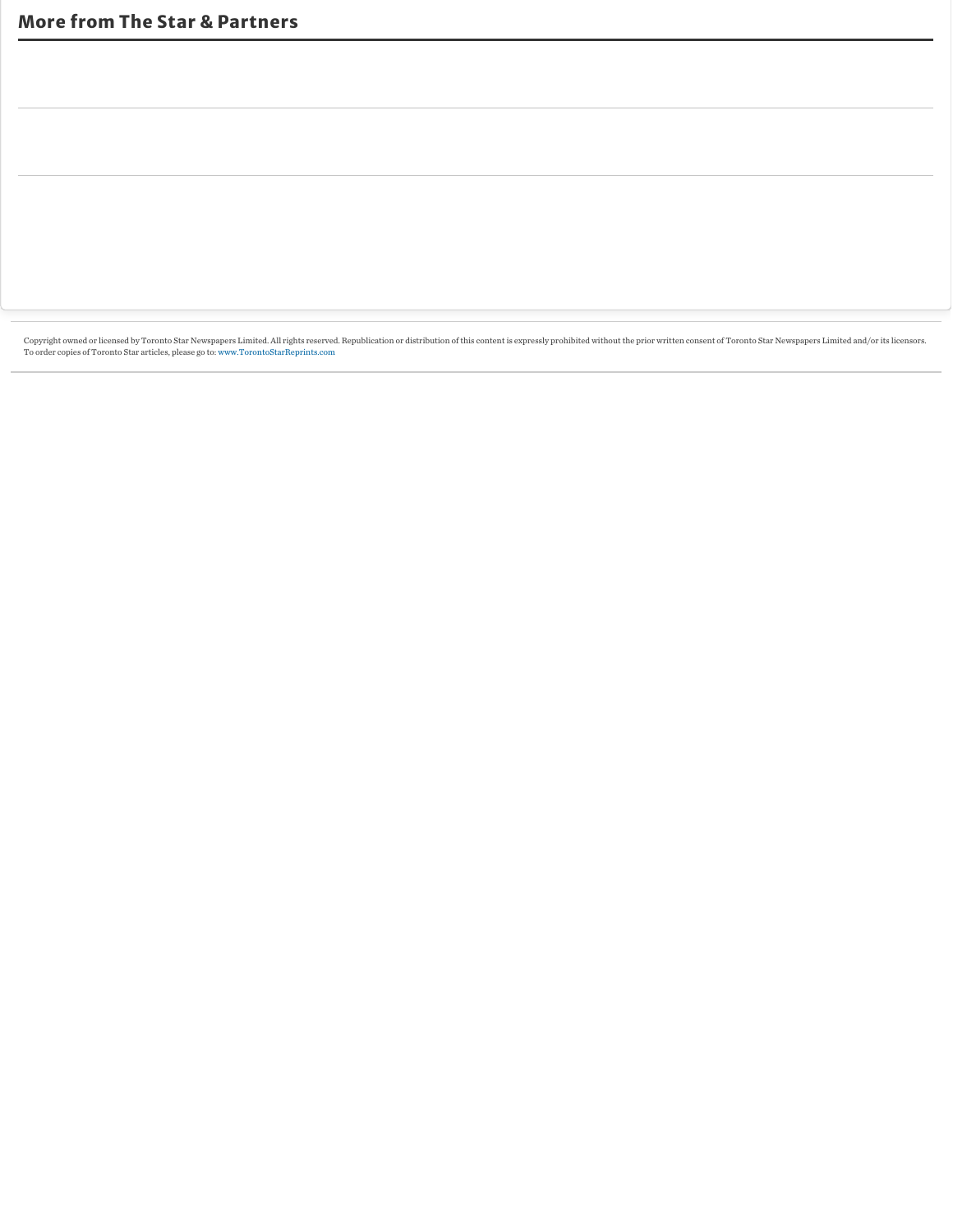## More from The Star & Partners

Copyright owned or licensed by Toronto Star Newspapers Limited. All rights reserved. Republication or distribution of this content is expressly prohibited without the prior written consent of Toronto Star Newspapers Limited and/or its licensors. To order copies of Toronto Star articles, please go to: www.TorontoStarReprints.com